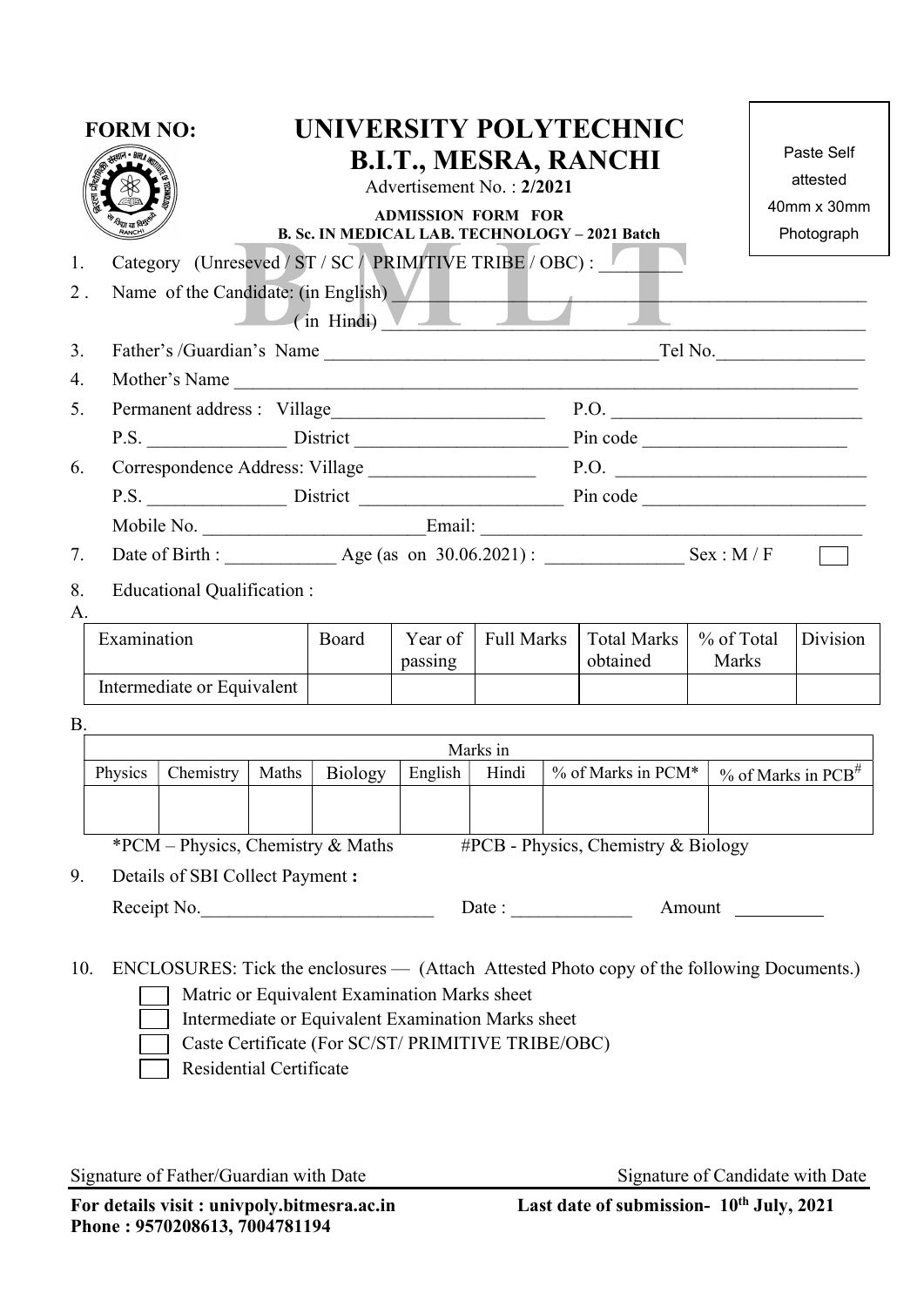**FORM NO:**

# UNIVERSITY POLYTECHNIC
# B.I.T., MESRA, RANCHI

Advertisement No. : **2/2021**

**ADMISSION FORM FOR**

**B. Sc. IN MEDICAL LAB. TECHNOLOGY – 2021 Batch**

Paste Self attested 40mm x 30mm Photograph

BMLT

1. Category (Unreseved / ST / SC / PRIMITIVE TRIBE / OBC) : ________
2. Name of the Candidate: (in English) ____________________________________________
   ( in Hindi) ____________________________________________
3. Father's /Guardian's Name ______________________________Tel No.______________
4. Mother's Name ____________________________________________________________
5. Permanent address : Village____________________ P.O. ______________________
   P.S. _____________ District ____________________ Pin code __________________
6. Correspondence Address: Village _______________ P.O. _______________________
   P.S. _____________ District ___________________ Pin code ____________________
   Mobile No. ____________________Email: ___________________________________
7. Date of Birth : __________ Age (as on 30.06.2021) : _____________ Sex : M / F
8. Educational Qualification :

A.

| Examination | Board | Year of passing | Full Marks | Total Marks obtained | % of Total Marks | Division |
|---|---|---|---|---|---|---|
| Intermediate or Equivalent | | | | | | |

B.

| Marks in | | | | | | | |
|---|---|---|---|---|---|---|---|
| Physics | Chemistry | Maths | Biology | English | Hindi | % of Marks in PCM* | % of Marks in PCB# |
| | | | | | | | |

*PCM – Physics, Chemistry & Maths #PCB - Physics, Chemistry & Biology

9. Details of SBI Collect Payment **:**
   Receipt No.______________________ Date : ___________ Amount _________

10. ENCLOSURES: Tick the enclosures — (Attach Attested Photo copy of the following Documents.)
    - ☐ Matric or Equivalent Examination Marks sheet
    - ☐ Intermediate or Equivalent Examination Marks sheet
    - ☐ Caste Certificate (For SC/ST/ PRIMITIVE TRIBE/OBC)
    - ☐ Residential Certificate

Signature of Father/Guardian with Date

Signature of Candidate with Date

**For details visit : univpoly.bitmesra.ac.in**
**Phone : 9570208613, 7004781194**

**Last date of submission- 10th July, 2021**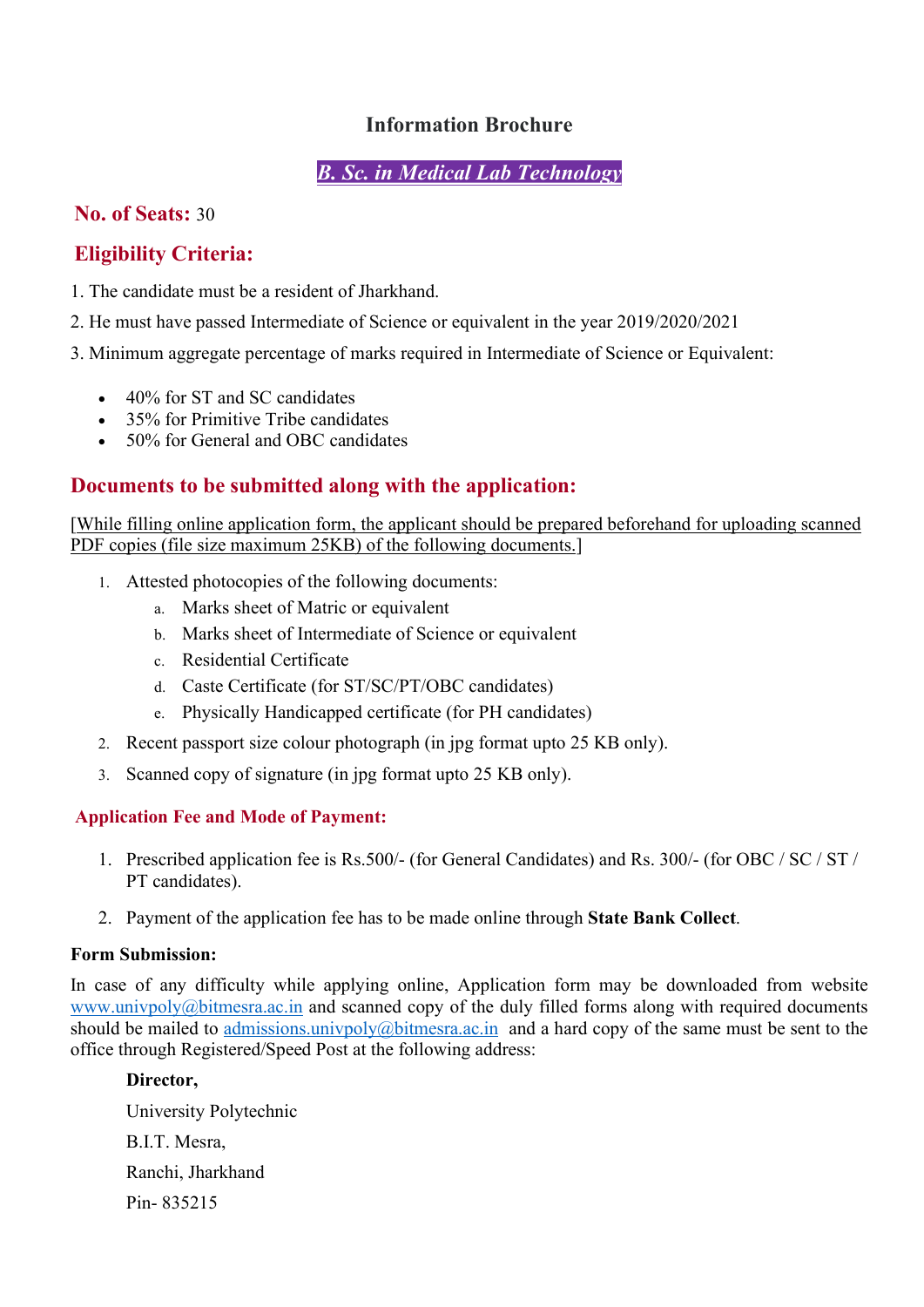## Information Brochure

### *B. Sc. in Medical Lab Technology*

**No. of Seats:** 30

### Eligibility Criteria:

1. The candidate must be a resident of Jharkhand.
2. He must have passed Intermediate of Science or equivalent in the year 2019/2020/2021
3. Minimum aggregate percentage of marks required in Intermediate of Science or Equivalent:

- 40% for ST and SC candidates
- 35% for Primitive Tribe candidates
- 50% for General and OBC candidates

### Documents to be submitted along with the application:

[While filling online application form, the applicant should be prepared beforehand for uploading scanned PDF copies (file size maximum 25KB) of the following documents.]

1. Attested photocopies of the following documents:
    a. Marks sheet of Matric or equivalent
    b. Marks sheet of Intermediate of Science or equivalent
    c. Residential Certificate
    d. Caste Certificate (for ST/SC/PT/OBC candidates)
    e. Physically Handicapped certificate (for PH candidates)
2. Recent passport size colour photograph (in jpg format upto 25 KB only).
3. Scanned copy of signature (in jpg format upto 25 KB only).

#### Application Fee and Mode of Payment:

1. Prescribed application fee is Rs.500/- (for General Candidates) and Rs. 300/- (for OBC / SC / ST / PT candidates).
2. Payment of the application fee has to be made online through **State Bank Collect**.

**Form Submission:**

In case of any difficulty while applying online, Application form may be downloaded from website www.univpoly@bitmesra.ac.in and scanned copy of the duly filled forms along with required documents should be mailed to admissions.univpoly@bitmesra.ac.in and a hard copy of the same must be sent to the office through Registered/Speed Post at the following address:

**Director,**
University Polytechnic
B.I.T. Mesra,
Ranchi, Jharkhand
Pin- 835215